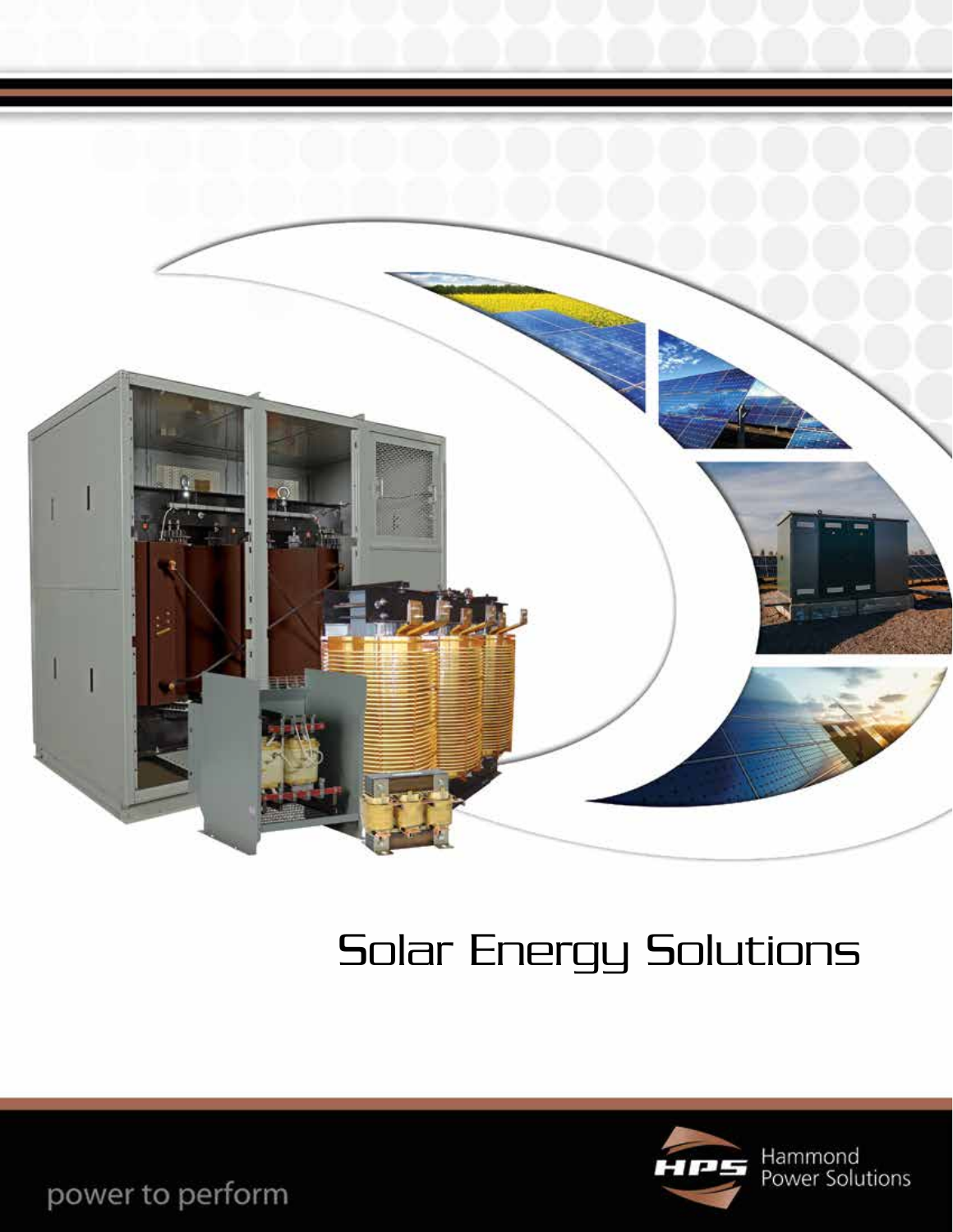# Solar Energy Solutions

Hammond Power Solutions

power to perform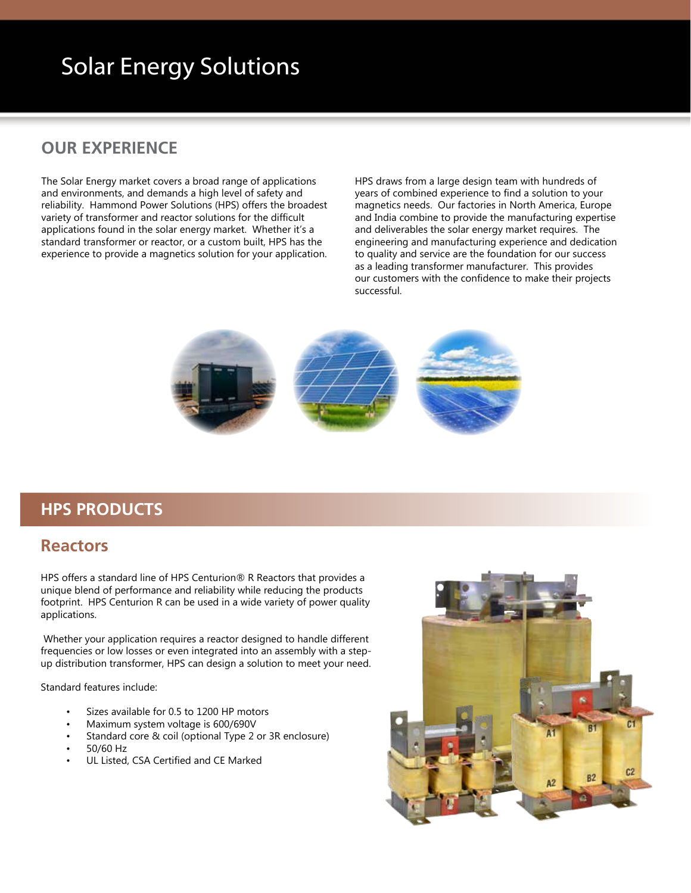# Solar Energy Solutions

## OUR EXPERIENCE

The Solar Energy market covers a broad range of applications and environments, and demands a high level of safety and reliability. Hammond Power Solutions (HPS) offers the broadest variety of transformer and reactor solutions for the difficult applications found in the solar energy market. Whether it's a standard transformer or reactor, or a custom built, HPS has the experience to provide a magnetics solution for your application.

HPS draws from a large design team with hundreds of years of combined experience to find a solution to your magnetics needs. Our factories in North America, Europe and India combine to provide the manufacturing expertise and deliverables the solar energy market requires. The engineering and manufacturing experience and dedication to quality and service are the foundation for our success as a leading transformer manufacturer. This provides our customers with the confidence to make their projects successful.

## HPS PRODUCTS

### Reactors

HPS offers a standard line of HPS Centurion® R Reactors that provides a unique blend of performance and reliability while reducing the products footprint. HPS Centurion R can be used in a wide variety of power quality applications.

Whether your application requires a reactor designed to handle different frequencies or low losses or even integrated into an assembly with a step-up distribution transformer, HPS can design a solution to meet your need.

Standard features include:

- Sizes available for 0.5 to 1200 HP motors
- Maximum system voltage is 600/690V
- Standard core & coil (optional Type 2 or 3R enclosure)
- 50/60 Hz
- UL Listed, CSA Certified and CE Marked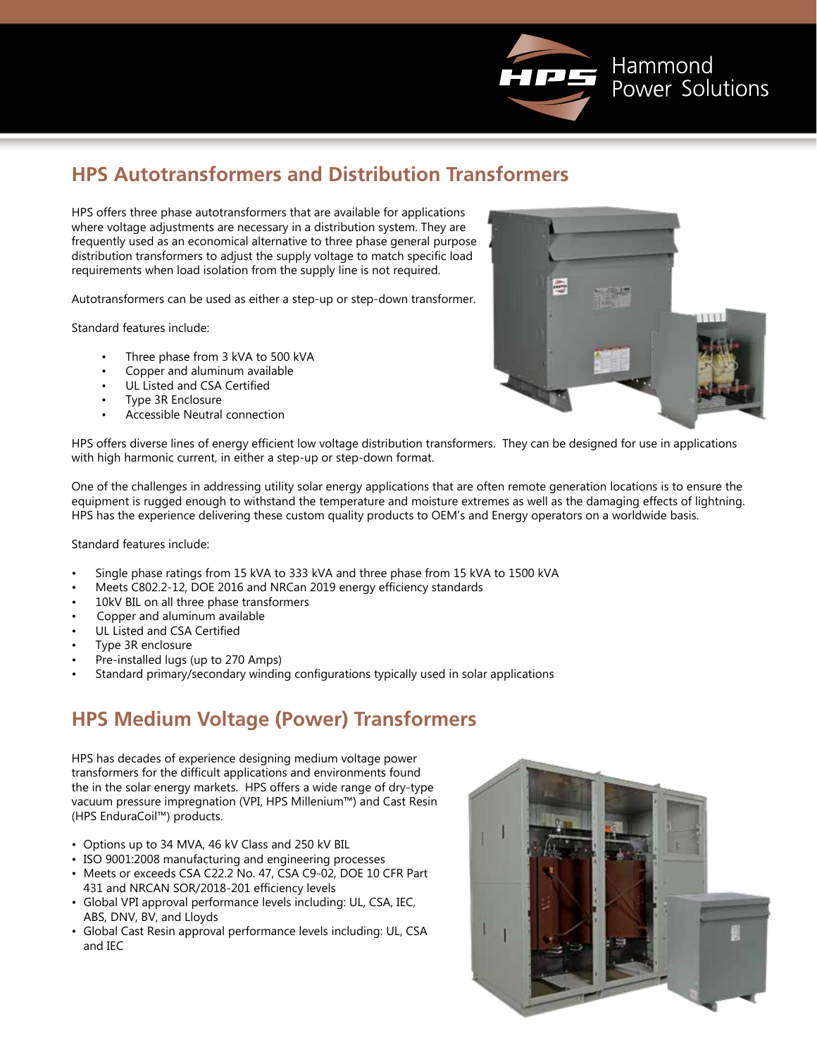## HPS Autotransformers and Distribution Transformers

HPS offers three phase autotransformers that are available for applications where voltage adjustments are necessary in a distribution system. They are frequently used as an economical alternative to three phase general purpose distribution transformers to adjust the supply voltage to match specific load requirements when load isolation from the supply line is not required.

Autotransformers can be used as either a step-up or step-down transformer.

Standard features include:

- Three phase from 3 kVA to 500 kVA
- Copper and aluminum available
- UL Listed and CSA Certified
- Type 3R Enclosure
- Accessible Neutral connection

HPS offers diverse lines of energy efficient low voltage distribution transformers. They can be designed for use in applications with high harmonic current, in either a step-up or step-down format.

One of the challenges in addressing utility solar energy applications that are often remote generation locations is to ensure the equipment is rugged enough to withstand the temperature and moisture extremes as well as the damaging effects of lightning. HPS has the experience delivering these custom quality products to OEM's and Energy operators on a worldwide basis.

Standard features include:

- Single phase ratings from 15 kVA to 333 kVA and three phase from 15 kVA to 1500 kVA
- Meets C802.2-12, DOE 2016 and NRCan 2019 energy efficiency standards
- 10kV BIL on all three phase transformers
- Copper and aluminum available
- UL Listed and CSA Certified
- Type 3R enclosure
- Pre-installed lugs (up to 270 Amps)
- Standard primary/secondary winding configurations typically used in solar applications

## HPS Medium Voltage (Power) Transformers

HPS has decades of experience designing medium voltage power transformers for the difficult applications and environments found the in the solar energy markets. HPS offers a wide range of dry-type vacuum pressure impregnation (VPI, HPS Millenium™) and Cast Resin (HPS EnduraCoil™) products.

- Options up to 34 MVA, 46 kV Class and 250 kV BIL
- ISO 9001:2008 manufacturing and engineering processes
- Meets or exceeds CSA C22.2 No. 47, CSA C9-02, DOE 10 CFR Part 431 and NRCAN SOR/2018-201 efficiency levels
- Global VPI approval performance levels including: UL, CSA, IEC, ABS, DNV, BV, and Lloyds
- Global Cast Resin approval performance levels including: UL, CSA and IEC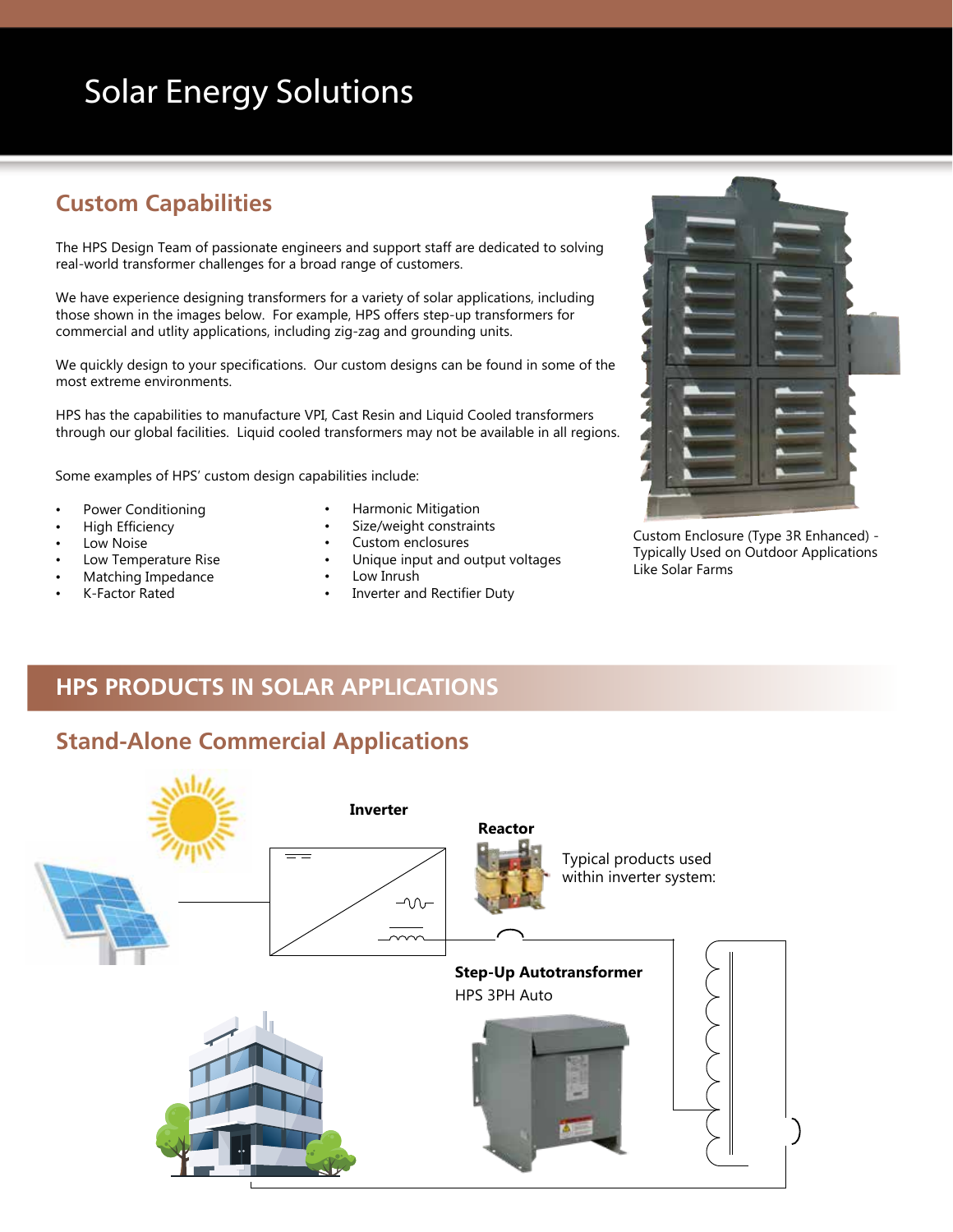# Solar Energy Solutions

## Custom Capabilities

The HPS Design Team of passionate engineers and support staff are dedicated to solving real-world transformer challenges for a broad range of customers.

We have experience designing transformers for a variety of solar applications, including those shown in the images below. For example, HPS offers step-up transformers for commercial and utlity applications, including zig-zag and grounding units.

We quickly design to your specifications. Our custom designs can be found in some of the most extreme environments.

HPS has the capabilities to manufacture VPI, Cast Resin and Liquid Cooled transformers through our global facilities. Liquid cooled transformers may not be available in all regions.

Some examples of HPS' custom design capabilities include:

- Power Conditioning
- High Efficiency
- Low Noise
- Low Temperature Rise
- Matching Impedance
- K-Factor Rated
- Harmonic Mitigation
- Size/weight constraints
- Custom enclosures
- Unique input and output voltages
- Low Inrush
- Inverter and Rectifier Duty

Custom Enclosure (Type 3R Enhanced) - Typically Used on Outdoor Applications Like Solar Farms

## HPS PRODUCTS IN SOLAR APPLICATIONS

### Stand-Alone Commercial Applications

**Inverter**

**Reactor**

Typical products used within inverter system:

**Step-Up Autotransformer**

HPS 3PH Auto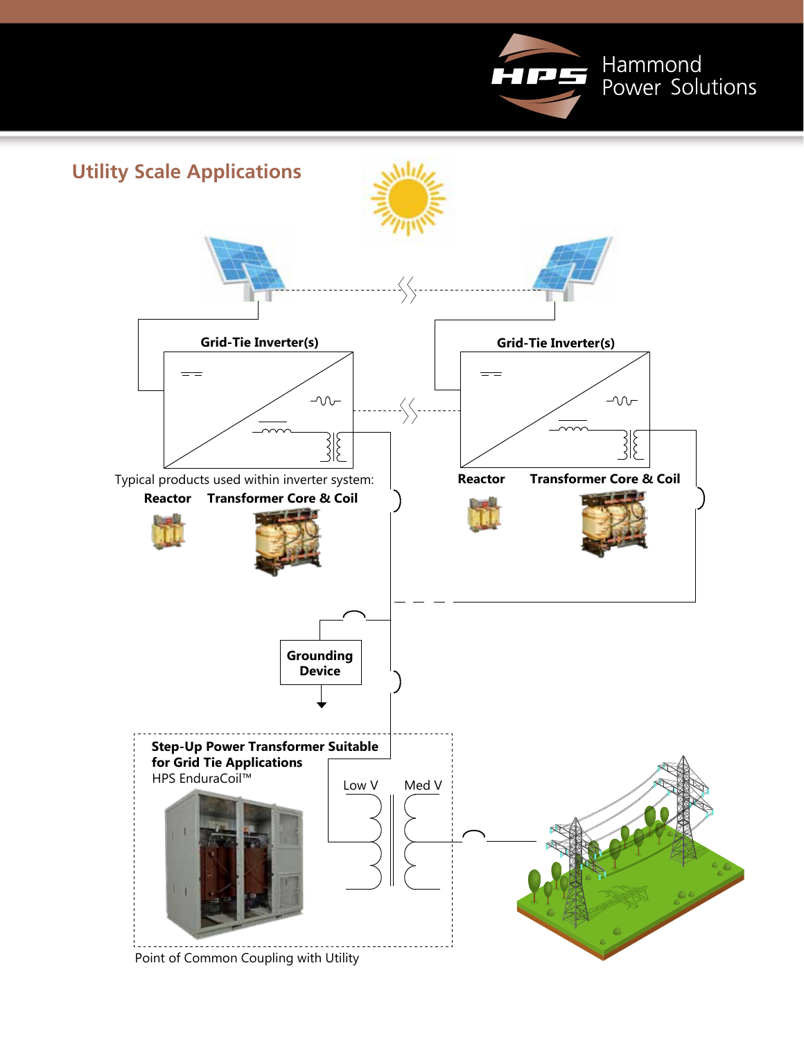## Utility Scale Applications

**Grid-Tie Inverter(s)**

**Grid-Tie Inverter(s)**

Typical products used within inverter system:

**Reactor** **Transformer Core & Coil**

**Reactor** **Transformer Core & Coil**

**Grounding Device**

**Step-Up Power Transformer Suitable for Grid Tie Applications**

HPS EnduraCoil™

Low V

Med V

Point of Common Coupling with Utility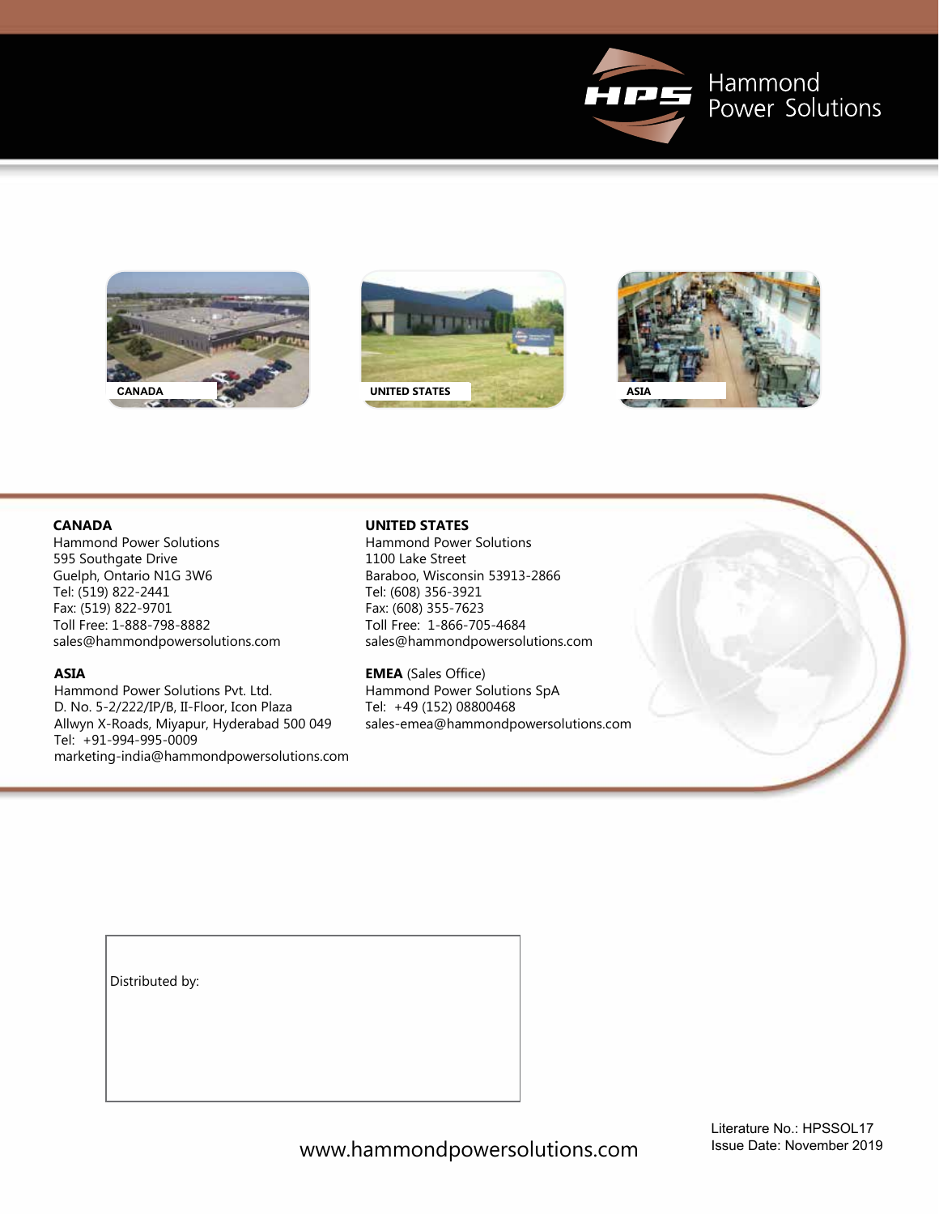Hammond Power Solutions

CANADA

UNITED STATES

ASIA

**CANADA**
Hammond Power Solutions
595 Southgate Drive
Guelph, Ontario N1G 3W6
Tel: (519) 822-2441
Fax: (519) 822-9701
Toll Free: 1-888-798-8882
sales@hammondpowersolutions.com

**ASIA**
Hammond Power Solutions Pvt. Ltd.
D. No. 5-2/222/IP/B, II-Floor, Icon Plaza
Allwyn X-Roads, Miyapur, Hyderabad 500 049
Tel: +91-994-995-0009
marketing-india@hammondpowersolutions.com

**UNITED STATES**
Hammond Power Solutions
1100 Lake Street
Baraboo, Wisconsin 53913-2866
Tel: (608) 356-3921
Fax: (608) 355-7623
Toll Free: 1-866-705-4684
sales@hammondpowersolutions.com

**EMEA** (Sales Office)
Hammond Power Solutions SpA
Tel: +49 (152) 08800468
sales-emea@hammondpowersolutions.com

Distributed by:

www.hammondpowersolutions.com

Literature No.: HPSSOL17
Issue Date: November 2019